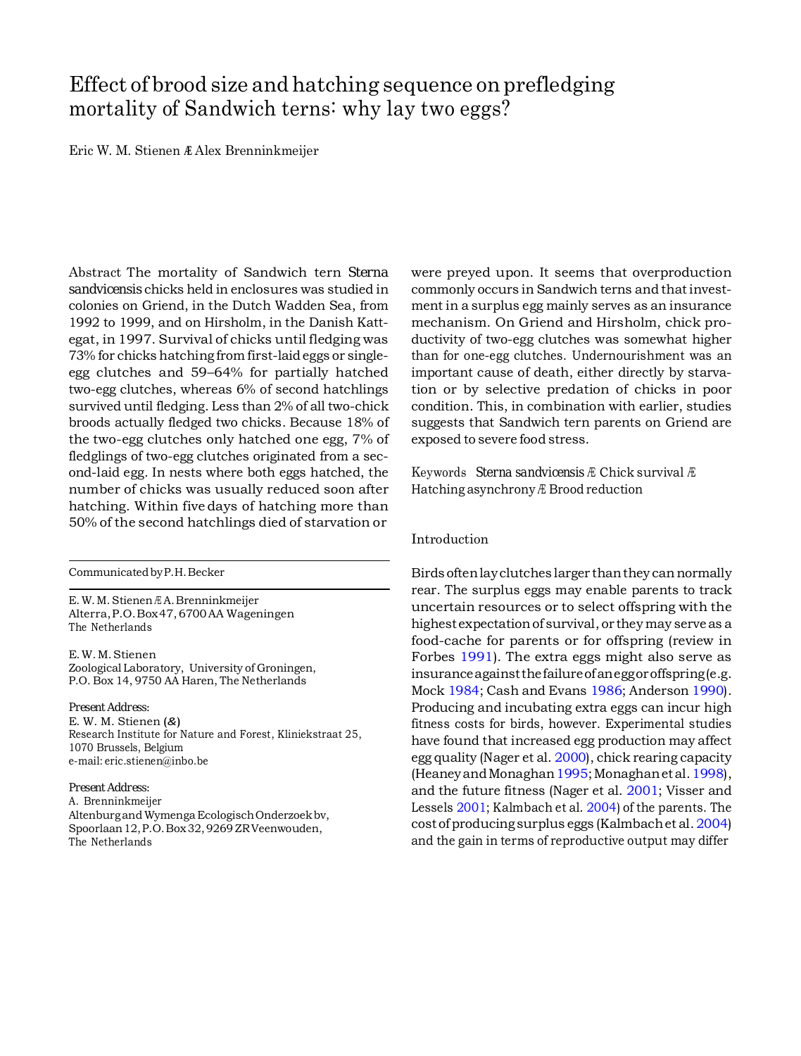# Effect of brood size and hatching sequence on prefledging mortality of Sandwich terns: why lay two eggs?

Eric W. M. Stienen Æ Alex Brenninkmeijer

**Abstract** The mortality of Sandwich tern *Sterna sandvicensis* chicks held in enclosures was studied in colonies on Griend, in the Dutch Wadden Sea, from 1992 to 1999, and on Hirsholm, in the Danish Kattegat, in 1997. Survival of chicks until fledging was 73% for chicks hatching from first-laid eggs or single-egg clutches and 59–64% for partially hatched two-egg clutches, whereas 6% of second hatchlings survived until fledging. Less than 2% of all two-chick broods actually fledged two chicks. Because 18% of the two-egg clutches only hatched one egg, 7% of fledglings of two-egg clutches originated from a second-laid egg. In nests where both eggs hatched, the number of chicks was usually reduced soon after hatching. Within five days of hatching more than 50% of the second hatchlings died of starvation or were preyed upon. It seems that overproduction commonly occurs in Sandwich terns and that investment in a surplus egg mainly serves as an insurance mechanism. On Griend and Hirsholm, chick productivity of two-egg clutches was somewhat higher than for one-egg clutches. Undernourishment was an important cause of death, either directly by starvation or by selective predation of chicks in poor condition. This, in combination with earlier, studies suggests that Sandwich tern parents on Griend are exposed to severe food stress.

**Keywords** *Sterna sandvicensis* Æ Chick survival Æ Hatching asynchrony Æ Brood reduction

Communicated by P. H. Becker

E. W. M. Stienen Æ A. Brenninkmeijer
Alterra, P.O. Box 47, 6700 AA Wageningen
The Netherlands

E. W. M. Stienen
Zoological Laboratory, University of Groningen,
P.O. Box 14, 9750 AA Haren, The Netherlands

Present Address:
E. W. M. Stienen (&)
Research Institute for Nature and Forest, Kliniekstraat 25,
1070 Brussels, Belgium
e-mail: eric.stienen@inbo.be

Present Address:
A. Brenninkmeijer
Altenburg and Wymenga Ecologisch Onderzoek bv,
Spoorlaan 12, P.O. Box 32, 9269 ZR Veenwouden,
The Netherlands

## Introduction

Birds often lay clutches larger than they can normally rear. The surplus eggs may enable parents to track uncertain resources or to select offspring with the highest expectation of survival, or they may serve as a food-cache for parents or for offspring (review in Forbes 1991). The extra eggs might also serve as insurance against the failure of an egg or offspring (e.g. Mock 1984; Cash and Evans 1986; Anderson 1990). Producing and incubating extra eggs can incur high fitness costs for birds, however. Experimental studies have found that increased egg production may affect egg quality (Nager et al. 2000), chick rearing capacity (Heaney and Monaghan 1995; Monaghan et al. 1998), and the future fitness (Nager et al. 2001; Visser and Lessels 2001; Kalmbach et al. 2004) of the parents. The cost of producing surplus eggs (Kalmbach et al. 2004) and the gain in terms of reproductive output may differ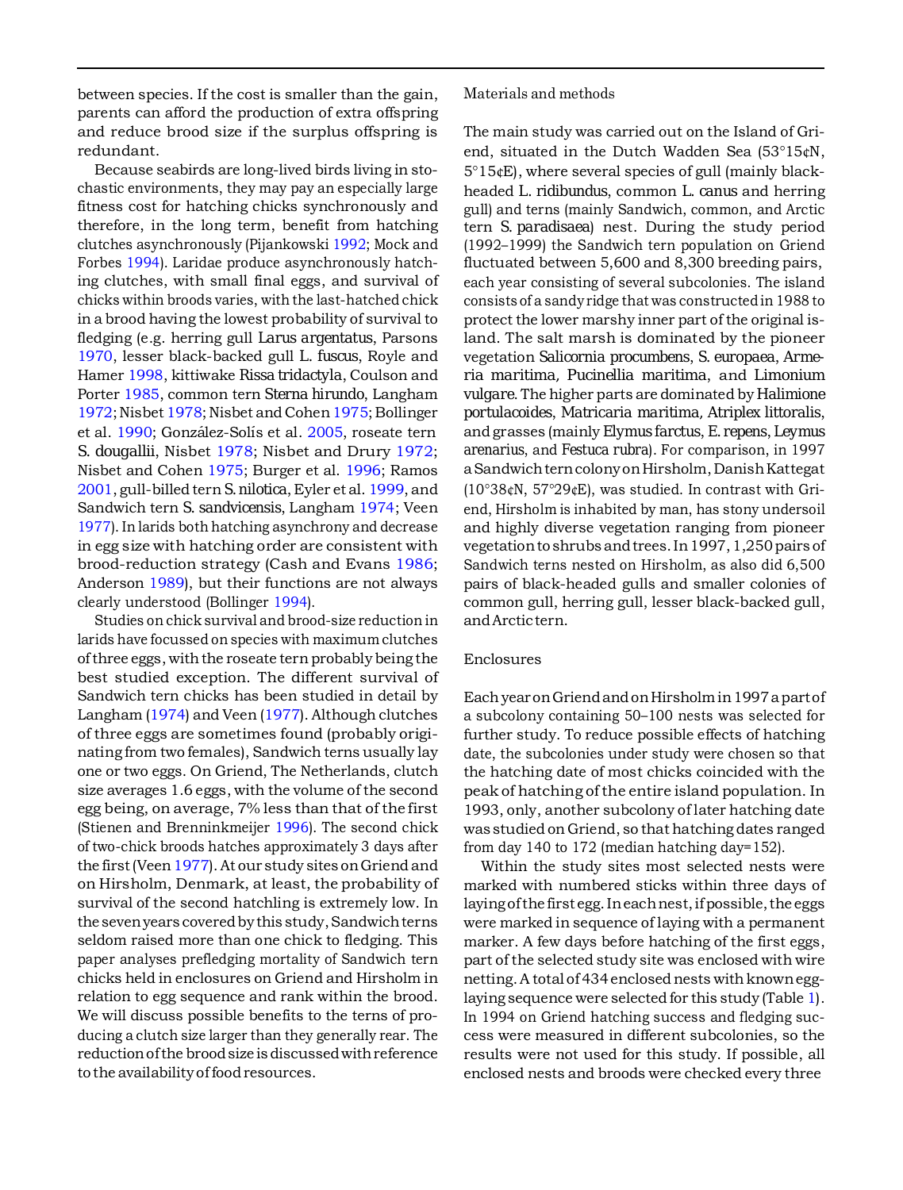between species. If the cost is smaller than the gain, parents can afford the production of extra offspring and reduce brood size if the surplus offspring is redundant.

Because seabirds are long-lived birds living in stochastic environments, they may pay an especially large fitness cost for hatching chicks synchronously and therefore, in the long term, benefit from hatching clutches asynchronously (Pijankowski 1992; Mock and Forbes 1994). Laridae produce asynchronously hatching clutches, with small final eggs, and survival of chicks within broods varies, with the last-hatched chick in a brood having the lowest probability of survival to fledging (e.g. herring gull *Larus argentatus*, Parsons 1970, lesser black-backed gull *L. fuscus*, Royle and Hamer 1998, kittiwake *Rissa tridactyla*, Coulson and Porter 1985, common tern *Sterna hirundo*, Langham 1972; Nisbet 1978; Nisbet and Cohen 1975; Bollinger et al. 1990; González-Solís et al. 2005, roseate tern *S. dougallii*, Nisbet 1978; Nisbet and Drury 1972; Nisbet and Cohen 1975; Burger et al. 1996; Ramos 2001, gull-billed tern *S. nilotica*, Eyler et al. 1999, and Sandwich tern *S. sandvicensis*, Langham 1974; Veen 1977). In larids both hatching asynchrony and decrease in egg size with hatching order are consistent with brood-reduction strategy (Cash and Evans 1986; Anderson 1989), but their functions are not always clearly understood (Bollinger 1994).

Studies on chick survival and brood-size reduction in larids have focussed on species with maximum clutches of three eggs, with the roseate tern probably being the best studied exception. The different survival of Sandwich tern chicks has been studied in detail by Langham (1974) and Veen (1977). Although clutches of three eggs are sometimes found (probably originating from two females), Sandwich terns usually lay one or two eggs. On Griend, The Netherlands, clutch size averages 1.6 eggs, with the volume of the second egg being, on average, 7% less than that of the first (Stienen and Brenninkmeijer 1996). The second chick of two-chick broods hatches approximately 3 days after the first (Veen 1977). At our study sites on Griend and on Hirsholm, Denmark, at least, the probability of survival of the second hatchling is extremely low. In the seven years covered by this study, Sandwich terns seldom raised more than one chick to fledging. This paper analyses prefledging mortality of Sandwich tern chicks held in enclosures on Griend and Hirsholm in relation to egg sequence and rank within the brood. We will discuss possible benefits to the terns of producing a clutch size larger than they generally rear. The reduction of the brood size is discussed with reference to the availability of food resources.

## Materials and methods

The main study was carried out on the Island of Griend, situated in the Dutch Wadden Sea (53°15¢N, 5°15¢E), where several species of gull (mainly black-headed *L. ridibundus*, common *L. canus* and herring gull) and terns (mainly Sandwich, common, and Arctic tern *S. paradisaea*) nest. During the study period (1992–1999) the Sandwich tern population on Griend fluctuated between 5,600 and 8,300 breeding pairs, each year consisting of several subcolonies. The island consists of a sandy ridge that was constructed in 1988 to protect the lower marshy inner part of the original island. The salt marsh is dominated by the pioneer vegetation *Salicornia procumbens*, *S. europaea*, *Armeria maritima*, *Pucinellia maritima*, and *Limonium vulgare*. The higher parts are dominated by *Halimione portulacoides*, *Matricaria maritima*, *Atriplex littoralis*, and grasses (mainly *Elymus farctus*, *E. repens*, *Leymus arenarius*, and *Festuca rubra*). For comparison, in 1997 a Sandwich tern colony on Hirsholm, Danish Kattegat (10°38¢N, 57°29¢E), was studied. In contrast with Griend, Hirsholm is inhabited by man, has stony undersoil and highly diverse vegetation ranging from pioneer vegetation to shrubs and trees. In 1997, 1,250 pairs of Sandwich terns nested on Hirsholm, as also did 6,500 pairs of black-headed gulls and smaller colonies of common gull, herring gull, lesser black-backed gull, and Arctic tern.

### Enclosures

Each year on Griend and on Hirsholm in 1997 a part of a subcolony containing 50–100 nests was selected for further study. To reduce possible effects of hatching date, the subcolonies under study were chosen so that the hatching date of most chicks coincided with the peak of hatching of the entire island population. In 1993, only, another subcolony of later hatching date was studied on Griend, so that hatching dates ranged from day 140 to 172 (median hatching day=152).

Within the study sites most selected nests were marked with numbered sticks within three days of laying of the first egg. In each nest, if possible, the eggs were marked in sequence of laying with a permanent marker. A few days before hatching of the first eggs, part of the selected study site was enclosed with wire netting. A total of 434 enclosed nests with known egg-laying sequence were selected for this study (Table 1). In 1994 on Griend hatching success and fledging success were measured in different subcolonies, so the results were not used for this study. If possible, all enclosed nests and broods were checked every three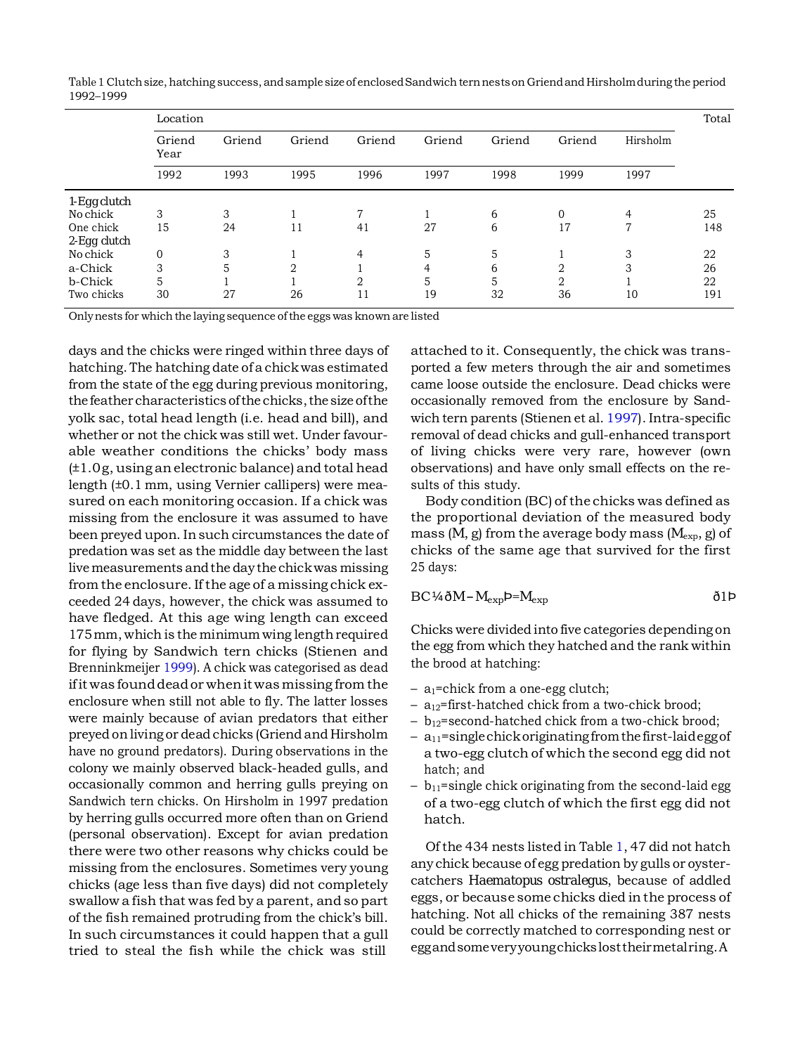Table 1 Clutch size, hatching success, and sample size of enclosed Sandwich tern nests on Griend and Hirsholm during the period 1992–1999

| | Location | | | | | | | | Total |
|---|---|---|---|---|---|---|---|---|---|
| | Griend | Griend | Griend | Griend | Griend | Griend | Griend | Hirsholm | |
| Year | 1992 | 1993 | 1995 | 1996 | 1997 | 1998 | 1999 | 1997 | |
| 1-Egg clutch | | | | | | | | | |
| No chick | 3 | 3 | 1 | 7 | 1 | 6 | 0 | 4 | 25 |
| One chick | 15 | 24 | 11 | 41 | 27 | 6 | 17 | 7 | 148 |
| 2-Egg clutch | | | | | | | | | |
| No chick | 0 | 3 | 1 | 4 | 5 | 5 | 1 | 3 | 22 |
| a-Chick | 3 | 5 | 2 | 1 | 4 | 6 | 2 | 3 | 26 |
| b-Chick | 5 | 1 | 1 | 2 | 5 | 5 | 2 | 1 | 22 |
| Two chicks | 30 | 27 | 26 | 11 | 19 | 32 | 36 | 10 | 191 |

Only nests for which the laying sequence of the eggs was known are listed

days and the chicks were ringed within three days of hatching. The hatching date of a chick was estimated from the state of the egg during previous monitoring, the feather characteristics of the chicks, the size of the yolk sac, total head length (i.e. head and bill), and whether or not the chick was still wet. Under favourable weather conditions the chicks' body mass (±1.0 g, using an electronic balance) and total head length (±0.1 mm, using Vernier callipers) were measured on each monitoring occasion. If a chick was missing from the enclosure it was assumed to have been preyed upon. In such circumstances the date of predation was set as the middle day between the last live measurements and the day the chick was missing from the enclosure. If the age of a missing chick exceeded 24 days, however, the chick was assumed to have fledged. At this age wing length can exceed 175 mm, which is the minimum wing length required for flying by Sandwich tern chicks (Stienen and Brenninkmeijer 1999). A chick was categorised as dead if it was found dead or when it was missing from the enclosure when still not able to fly. The latter losses were mainly because of avian predators that either preyed on living or dead chicks (Griend and Hirsholm have no ground predators). During observations in the colony we mainly observed black-headed gulls, and occasionally common and herring gulls preying on Sandwich tern chicks. On Hirsholm in 1997 predation by herring gulls occurred more often than on Griend (personal observation). Except for avian predation there were two other reasons why chicks could be missing from the enclosures. Sometimes very young chicks (age less than five days) did not completely swallow a fish that was fed by a parent, and so part of the fish remained protruding from the chick's bill. In such circumstances it could happen that a gull tried to steal the fish while the chick was still attached to it. Consequently, the chick was transported a few meters through the air and sometimes came loose outside the enclosure. Dead chicks were occasionally removed from the enclosure by Sandwich tern parents (Stienen et al. 1997). Intra-specific removal of dead chicks and gull-enhanced transport of living chicks were very rare, however (own observations) and have only small effects on the results of this study.

Body condition (BC) of the chicks was defined as the proportional deviation of the measured body mass ($M$, g) from the average body mass ($M_{exp}$, g) of chicks of the same age that survived for the first 25 days:

$$BC = (M - M_{exp}) / M_{exp} \qquad (1)$$

Chicks were divided into five categories depending on the egg from which they hatched and the rank within the brood at hatching:

- $a_1$=chick from a one-egg clutch;
- $a_{12}$=first-hatched chick from a two-chick brood;
- $b_{12}$=second-hatched chick from a two-chick brood;
- $a_{11}$=single chick originating from the first-laid egg of a two-egg clutch of which the second egg did not hatch; and
- $b_{11}$=single chick originating from the second-laid egg of a two-egg clutch of which the first egg did not hatch.

Of the 434 nests listed in Table 1, 47 did not hatch any chick because of egg predation by gulls or oystercatchers *Haematopus ostralegus*, because of addled eggs, or because some chicks died in the process of hatching. Not all chicks of the remaining 387 nests could be correctly matched to corresponding nest or egg and some very young chicks lost their metal ring. A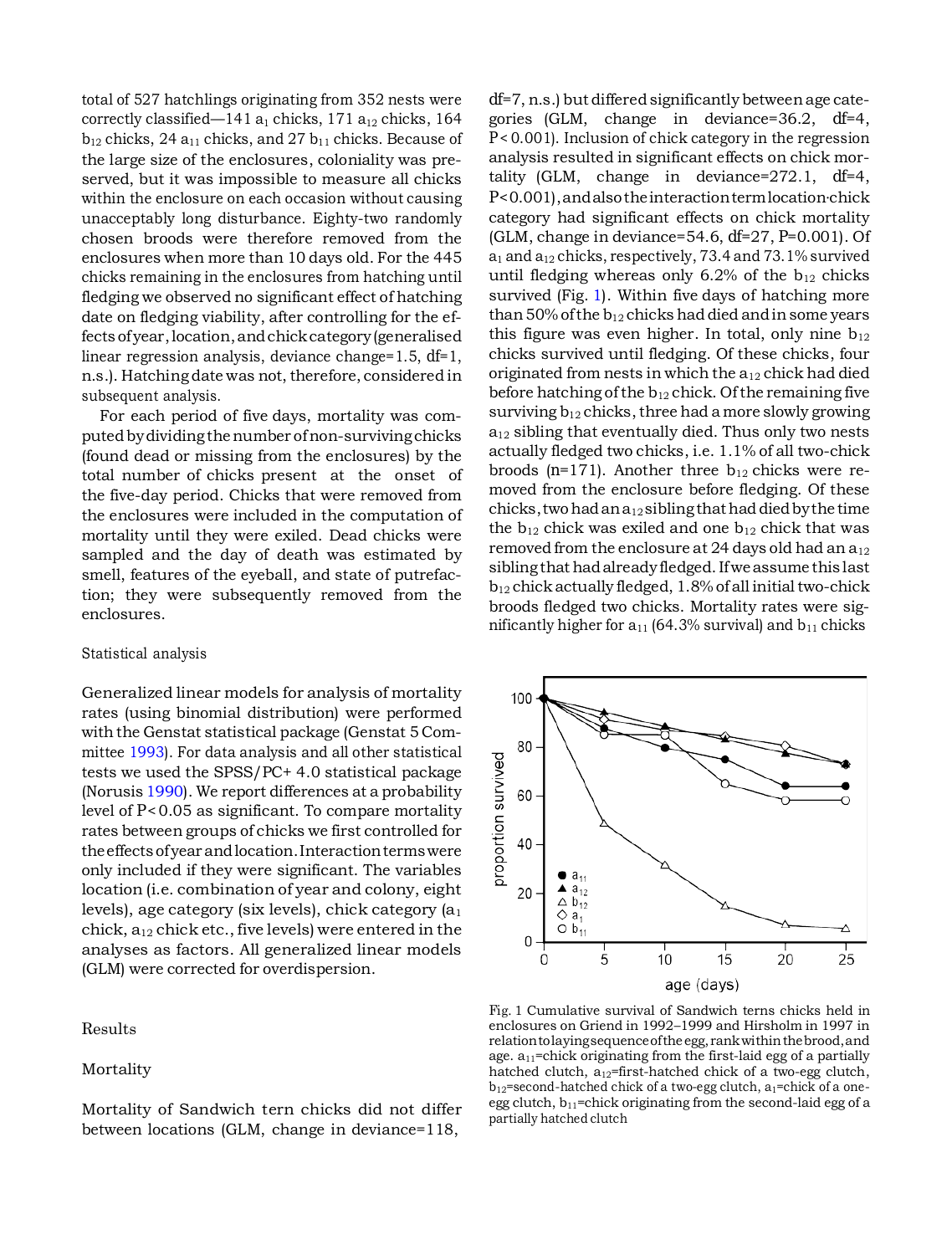total of 527 hatchlings originating from 352 nests were correctly classified—141 $a_1$ chicks, 171 $a_{12}$ chicks, 164 $b_{12}$ chicks, 24 $a_{11}$ chicks, and 27 $b_{11}$ chicks. Because of the large size of the enclosures, coloniality was preserved, but it was impossible to measure all chicks within the enclosure on each occasion without causing unacceptably long disturbance. Eighty-two randomly chosen broods were therefore removed from the enclosures when more than 10 days old. For the 445 chicks remaining in the enclosures from hatching until fledging we observed no significant effect of hatching date on fledging viability, after controlling for the effects of year, location, and chick category (generalised linear regression analysis, deviance change=1.5, df=1, n.s.). Hatching date was not, therefore, considered in subsequent analysis.

For each period of five days, mortality was computed by dividing the number of non-surviving chicks (found dead or missing from the enclosures) by the total number of chicks present at the onset of the five-day period. Chicks that were removed from the enclosures were included in the computation of mortality until they were exiled. Dead chicks were sampled and the day of death was estimated by smell, features of the eyeball, and state of putrefaction; they were subsequently removed from the enclosures.

### Statistical analysis

Generalized linear models for analysis of mortality rates (using binomial distribution) were performed with the Genstat statistical package (Genstat 5 Committee 1993). For data analysis and all other statistical tests we used the SPSS/PC+ 4.0 statistical package (Norusis 1990). We report differences at a probability level of $P<0.05$ as significant. To compare mortality rates between groups of chicks we first controlled for the effects of year and location. Interaction terms were only included if they were significant. The variables location (i.e. combination of year and colony, eight levels), age category (six levels), chick category ($a_1$ chick, $a_{12}$ chick etc., five levels) were entered in the analyses as factors. All generalized linear models (GLM) were corrected for overdispersion.

## Results

### Mortality

Mortality of Sandwich tern chicks did not differ between locations (GLM, change in deviance=118, df=7, n.s.) but differed significantly between age categories (GLM, change in deviance=36.2, df=4, $P<0.001$). Inclusion of chick category in the regression analysis resulted in significant effects on chick mortality (GLM, change in deviance=272.1, df=4, $P<0.001$), and also the interaction term location·chick category had significant effects on chick mortality (GLM, change in deviance=54.6, df=27, P=0.001). Of $a_1$ and $a_{12}$ chicks, respectively, 73.4 and 73.1% survived until fledging whereas only 6.2% of the $b_{12}$ chicks survived (Fig. 1). Within five days of hatching more than 50% of the $b_{12}$ chicks had died and in some years this figure was even higher. In total, only nine $b_{12}$ chicks survived until fledging. Of these chicks, four originated from nests in which the $a_{12}$ chick had died before hatching of the $b_{12}$ chick. Of the remaining five surviving $b_{12}$ chicks, three had a more slowly growing $a_{12}$ sibling that eventually died. Thus only two nests actually fledged two chicks, i.e. 1.1% of all two-chick broods (n=171). Another three $b_{12}$ chicks were removed from the enclosure before fledging. Of these chicks, two had an $a_{12}$ sibling that had died by the time the $b_{12}$ chick was exiled and one $b_{12}$ chick that was removed from the enclosure at 24 days old had an $a_{12}$ sibling that had already fledged. If we assume this last $b_{12}$ chick actually fledged, 1.8% of all initial two-chick broods fledged two chicks. Mortality rates were significantly higher for $a_{11}$ (64.3% survival) and $b_{11}$ chicks

Fig. 1 Cumulative survival of Sandwich terns chicks held in enclosures on Griend in 1992–1999 and Hirsholm in 1997 in relation to laying sequence of the egg, rank within the brood, and age. $a_{11}$=chick originating from the first-laid egg of a partially hatched clutch, $a_{12}$=first-hatched chick of a two-egg clutch, $b_{12}$=second-hatched chick of a two-egg clutch, $a_1$=chick of a one-egg clutch, $b_{11}$=chick originating from the second-laid egg of a partially hatched clutch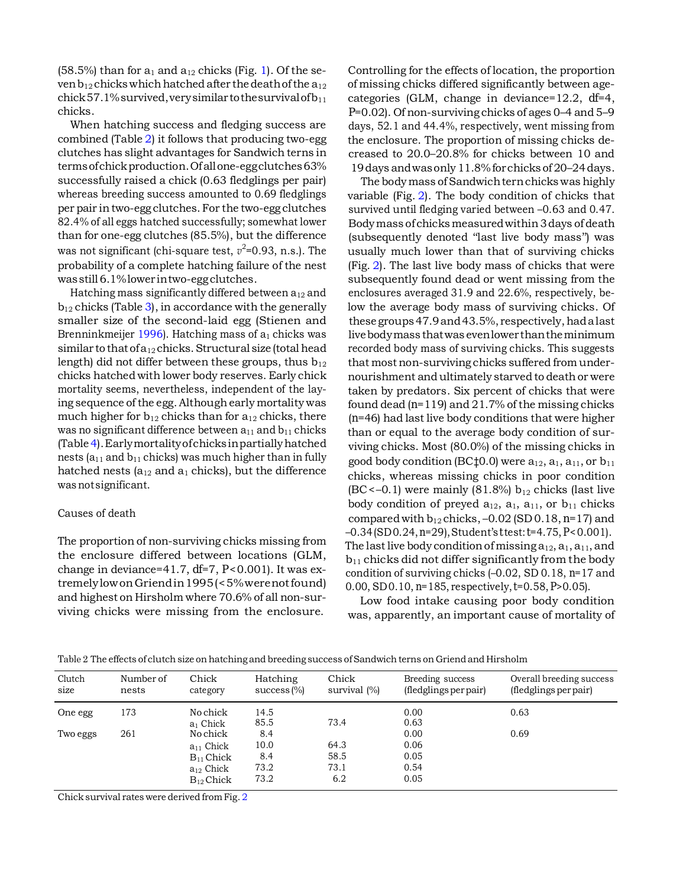(58.5%) than for $a_1$ and $a_{12}$ chicks (Fig. 1). Of the seven $b_{12}$ chicks which hatched after the death of the $a_{12}$ chick 57.1% survived, very similar to the survival of $b_{11}$ chicks.

When hatching success and fledging success are combined (Table 2) it follows that producing two-egg clutches has slight advantages for Sandwich terns in terms of chick production. Of all one-egg clutches 63% successfully raised a chick (0.63 fledglings per pair) whereas breeding success amounted to 0.69 fledglings per pair in two-egg clutches. For the two-egg clutches 82.4% of all eggs hatched successfully; somewhat lower than for one-egg clutches (85.5%), but the difference was not significant (chi-square test, $v^2$=0.93, n.s.). The probability of a complete hatching failure of the nest was still 6.1% lower in two-egg clutches.

Hatching mass significantly differed between $a_{12}$ and $b_{12}$ chicks (Table 3), in accordance with the generally smaller size of the second-laid egg (Stienen and Brenninkmeijer 1996). Hatching mass of $a_1$ chicks was similar to that of $a_{12}$ chicks. Structural size (total head length) did not differ between these groups, thus $b_{12}$ chicks hatched with lower body reserves. Early chick mortality seems, nevertheless, independent of the laying sequence of the egg. Although early mortality was much higher for $b_{12}$ chicks than for $a_{12}$ chicks, there was no significant difference between $a_{11}$ and $b_{11}$ chicks (Table 4). Early mortality of chicks in partially hatched nests ($a_{11}$ and $b_{11}$ chicks) was much higher than in fully hatched nests ($a_{12}$ and $a_1$ chicks), but the difference was not significant.

## Causes of death

The proportion of non-surviving chicks missing from the enclosure differed between locations (GLM, change in deviance=41.7, df=7, P<0.001). It was extremely low on Griend in 1995 (<5% were not found) and highest on Hirsholm where 70.6% of all non-surviving chicks were missing from the enclosure. Controlling for the effects of location, the proportion of missing chicks differed significantly between age-categories (GLM, change in deviance=12.2, df=4, P=0.02). Of non-surviving chicks of ages 0–4 and 5–9 days, 52.1 and 44.4%, respectively, went missing from the enclosure. The proportion of missing chicks decreased to 20.0–20.8% for chicks between 10 and 19 days and was only 11.8% for chicks of 20–24 days.

The body mass of Sandwich tern chicks was highly variable (Fig. 2). The body condition of chicks that survived until fledging varied between –0.63 and 0.47. Body mass of chicks measured within 3 days of death (subsequently denoted "last live body mass") was usually much lower than that of surviving chicks (Fig. 2). The last live body mass of chicks that were subsequently found dead or went missing from the enclosures averaged 31.9 and 22.6%, respectively, below the average body mass of surviving chicks. Of these groups 47.9 and 43.5%, respectively, had a last live body mass that was even lower than the minimum recorded body mass of surviving chicks. This suggests that most non-surviving chicks suffered from undernourishment and ultimately starved to death or were taken by predators. Six percent of chicks that were found dead (n=119) and 21.7% of the missing chicks (n=46) had last live body conditions that were higher than or equal to the average body condition of surviving chicks. Most (80.0%) of the missing chicks in good body condition (BC‡0.0) were $a_{12}$, $a_1$, $a_{11}$, or $b_{11}$ chicks, whereas missing chicks in poor condition (BC<–0.1) were mainly (81.8%) $b_{12}$ chicks (last live body condition of preyed $a_{12}$, $a_1$, $a_{11}$, or $b_{11}$ chicks compared with $b_{12}$ chicks, –0.02 (SD 0.18, n=17) and –0.34 (SD 0.24, n=29), Student's t test: t=4.75, P<0.001). The last live body condition of missing $a_{12}$, $a_1$, $a_{11}$, and $b_{11}$ chicks did not differ significantly from the body condition of surviving chicks (–0.02, SD 0.18, n=17 and 0.00, SD 0.10, n=185, respectively, t=0.58, P>0.05).

Low food intake causing poor body condition was, apparently, an important cause of mortality of

Table 2 The effects of clutch size on hatching and breeding success of Sandwich terns on Griend and Hirsholm

| Clutch size | Number of nests | Chick category | Hatching success (%) | Chick survival (%) | Breeding success (fledglings per pair) | Overall breeding success (fledglings per pair) |
|---|---|---|---|---|---|---|
| One egg | 173 | No chick | 14.5 | | 0.00 | 0.63 |
| | | $a_1$ Chick | 85.5 | 73.4 | 0.63 | |
| Two eggs | 261 | No chick | 8.4 | | 0.00 | 0.69 |
| | | $a_{11}$ Chick | 10.0 | 64.3 | 0.06 | |
| | | $B_{11}$ Chick | 8.4 | 58.5 | 0.05 | |
| | | $a_{12}$ Chick | 73.2 | 73.1 | 0.54 | |
| | | $B_{12}$ Chick | 73.2 | 6.2 | 0.05 | |

Chick survival rates were derived from Fig. 2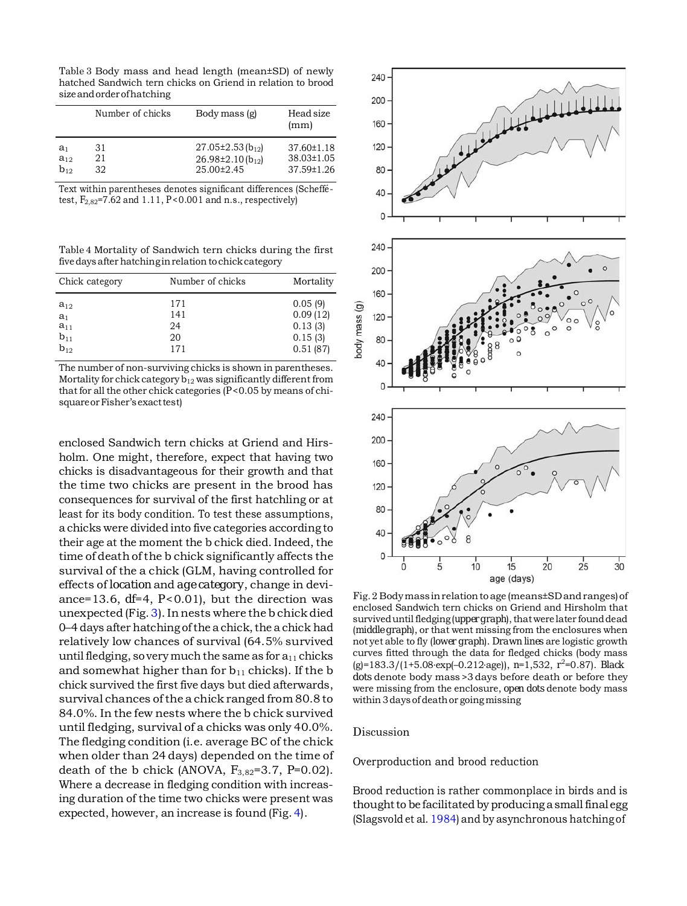Table 3 Body mass and head length (mean±SD) of newly hatched Sandwich tern chicks on Griend in relation to brood size and order of hatching

| | Number of chicks | Body mass (g) | Head size (mm) |
|---|---|---|---|
| $a_1$ | 31 | 27.05±2.53 ($b_{12}$) | 37.60±1.18 |
| $a_{12}$ | 21 | 26.98±2.10 ($b_{12}$) | 38.03±1.05 |
| $b_{12}$ | 32 | 25.00±2.45 | 37.59±1.26 |

Text within parentheses denotes significant differences (Scheffé-test, $F_{2,82}$=7.62 and 1.11, $P<0.001$ and n.s., respectively)

Table 4 Mortality of Sandwich tern chicks during the first five days after hatching in relation to chick category

| Chick category | Number of chicks | Mortality |
|---|---|---|
| $a_{12}$ | 171 | 0.05 (9) |
| $a_1$ | 141 | 0.09 (12) |
| $a_{11}$ | 24 | 0.13 (3) |
| $b_{11}$ | 20 | 0.15 (3) |
| $b_{12}$ | 171 | 0.51 (87) |

The number of non-surviving chicks is shown in parentheses. Mortality for chick category $b_{12}$ was significantly different from that for all the other chick categories ($P<0.05$ by means of chi-square or Fisher's exact test)

enclosed Sandwich tern chicks at Griend and Hirsholm. One might, therefore, expect that having two chicks is disadvantageous for their growth and that the time two chicks are present in the brood has consequences for survival of the first hatchling or at least for its body condition. To test these assumptions, a chicks were divided into five categories according to their age at the moment the b chick died. Indeed, the time of death of the b chick significantly affects the survival of the a chick (GLM, having controlled for effects of location and age category, change in deviance=13.6, df=4, $P<0.01$), but the direction was unexpected (Fig. 3). In nests where the b chick died 0–4 days after hatching of the a chick, the a chick had relatively low chances of survival (64.5% survived until fledging, so very much the same as for $a_{11}$ chicks and somewhat higher than for $b_{11}$ chicks). If the b chick survived the first five days but died afterwards, survival chances of the a chick ranged from 80.8 to 84.0%. In the few nests where the b chick survived until fledging, survival of a chicks was only 40.0%. The fledging condition (i.e. average BC of the chick when older than 24 days) depended on the time of death of the b chick (ANOVA, $F_{3,82}$=3.7, $P$=0.02). Where a decrease in fledging condition with increasing duration of the time two chicks were present was expected, however, an increase is found (Fig. 4).

Fig. 2 Body mass in relation to age (means±SD and ranges) of enclosed Sandwich tern chicks on Griend and Hirsholm that survived until fledging (upper graph), that were later found dead (middle graph), or that went missing from the enclosures when not yet able to fly (lower graph). Drawn lines are logistic growth curves fitted through the data for fledged chicks (body mass (g)=183.3/(1+5.08·exp(−0.212·age)), n=1,532, $r^2$=0.87). Black dots denote body mass >3 days before death or before they were missing from the enclosure, open dots denote body mass within 3 days of death or going missing

## Discussion

### Overproduction and brood reduction

Brood reduction is rather commonplace in birds and is thought to be facilitated by producing a small final egg (Slagsvold et al. 1984) and by asynchronous hatching of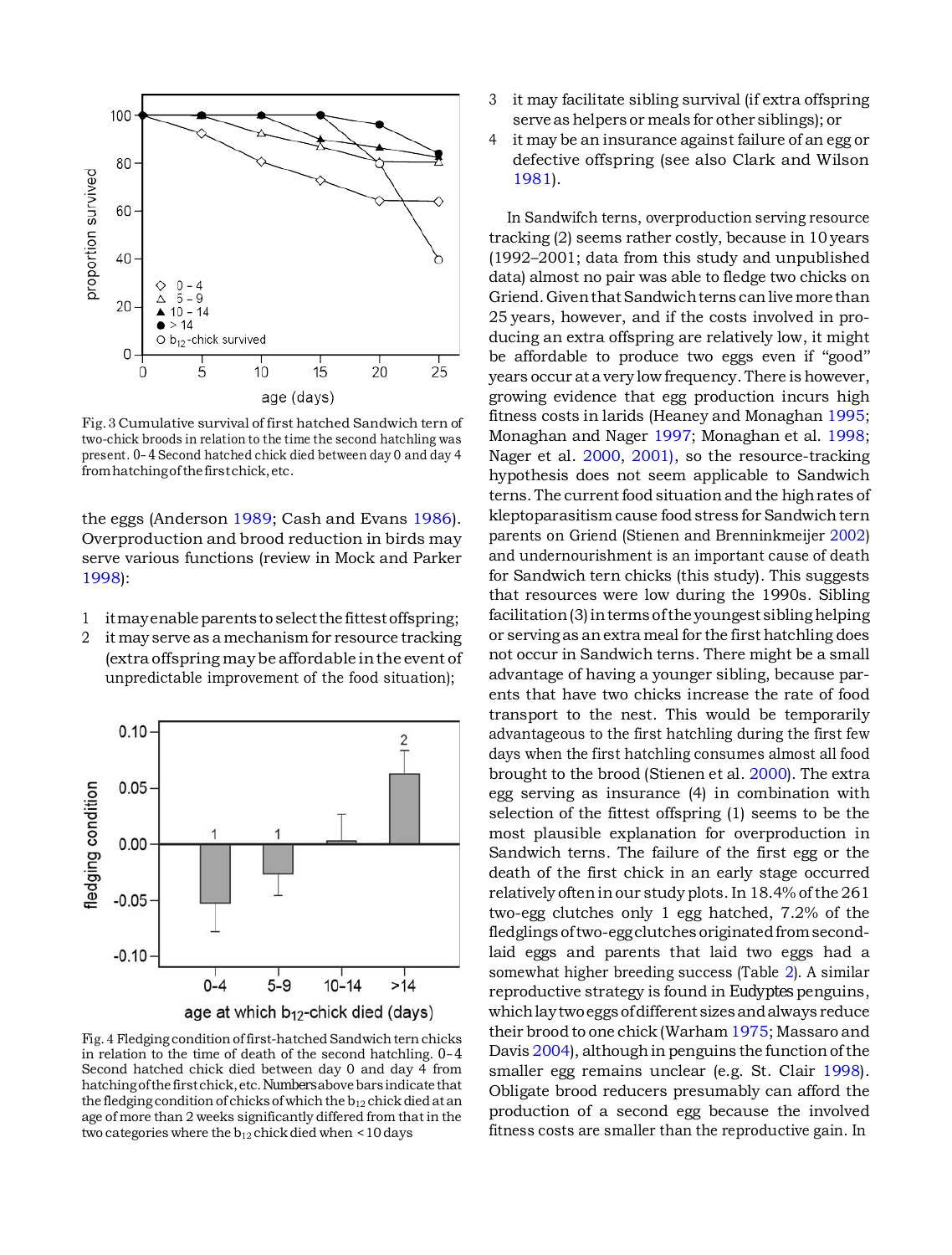Fig. 3 Cumulative survival of first hatched Sandwich tern of two-chick broods in relation to the time the second hatchling was present. 0–4 Second hatched chick died between day 0 and day 4 from hatching of the first chick, etc.

the eggs (Anderson 1989; Cash and Evans 1986). Overproduction and brood reduction in birds may serve various functions (review in Mock and Parker 1998):

1. it may enable parents to select the fittest offspring;
2. it may serve as a mechanism for resource tracking (extra offspring may be affordable in the event of unpredictable improvement of the food situation);

Fig. 4 Fledging condition of first-hatched Sandwich tern chicks in relation to the time of death of the second hatchling. 0–4 Second hatched chick died between day 0 and day 4 from hatching of the first chick, etc. Numbers above bars indicate that the fledging condition of chicks of which the $b_{12}$ chick died at an age of more than 2 weeks significantly differed from that in the two categories where the $b_{12}$ chick died when <10 days

3. it may facilitate sibling survival (if extra offspring serve as helpers or meals for other siblings); or
4. it may be an insurance against failure of an egg or defective offspring (see also Clark and Wilson 1981).

In Sandwifch terns, overproduction serving resource tracking (2) seems rather costly, because in 10 years (1992–2001; data from this study and unpublished data) almost no pair was able to fledge two chicks on Griend. Given that Sandwich terns can live more than 25 years, however, and if the costs involved in producing an extra offspring are relatively low, it might be affordable to produce two eggs even if "good" years occur at a very low frequency. There is however, growing evidence that egg production incurs high fitness costs in larids (Heaney and Monaghan 1995; Monaghan and Nager 1997; Monaghan et al. 1998; Nager et al. 2000, 2001), so the resource-tracking hypothesis does not seem applicable to Sandwich terns. The current food situation and the high rates of kleptoparasitism cause food stress for Sandwich tern parents on Griend (Stienen and Brenninkmeijer 2002) and undernourishment is an important cause of death for Sandwich tern chicks (this study). This suggests that resources were low during the 1990s. Sibling facilitation (3) in terms of the youngest sibling helping or serving as an extra meal for the first hatchling does not occur in Sandwich terns. There might be a small advantage of having a younger sibling, because parents that have two chicks increase the rate of food transport to the nest. This would be temporarily advantageous to the first hatchling during the first few days when the first hatchling consumes almost all food brought to the brood (Stienen et al. 2000). The extra egg serving as insurance (4) in combination with selection of the fittest offspring (1) seems to be the most plausible explanation for overproduction in Sandwich terns. The failure of the first egg or the death of the first chick in an early stage occurred relatively often in our study plots. In 18.4% of the 261 two-egg clutches only 1 egg hatched, 7.2% of the fledglings of two-egg clutches originated from second-laid eggs and parents that laid two eggs had a somewhat higher breeding success (Table 2). A similar reproductive strategy is found in Eudyptes penguins, which lay two eggs of different sizes and always reduce their brood to one chick (Warham 1975; Massaro and Davis 2004), although in penguins the function of the smaller egg remains unclear (e.g. St. Clair 1998). Obligate brood reducers presumably can afford the production of a second egg because the involved fitness costs are smaller than the reproductive gain. In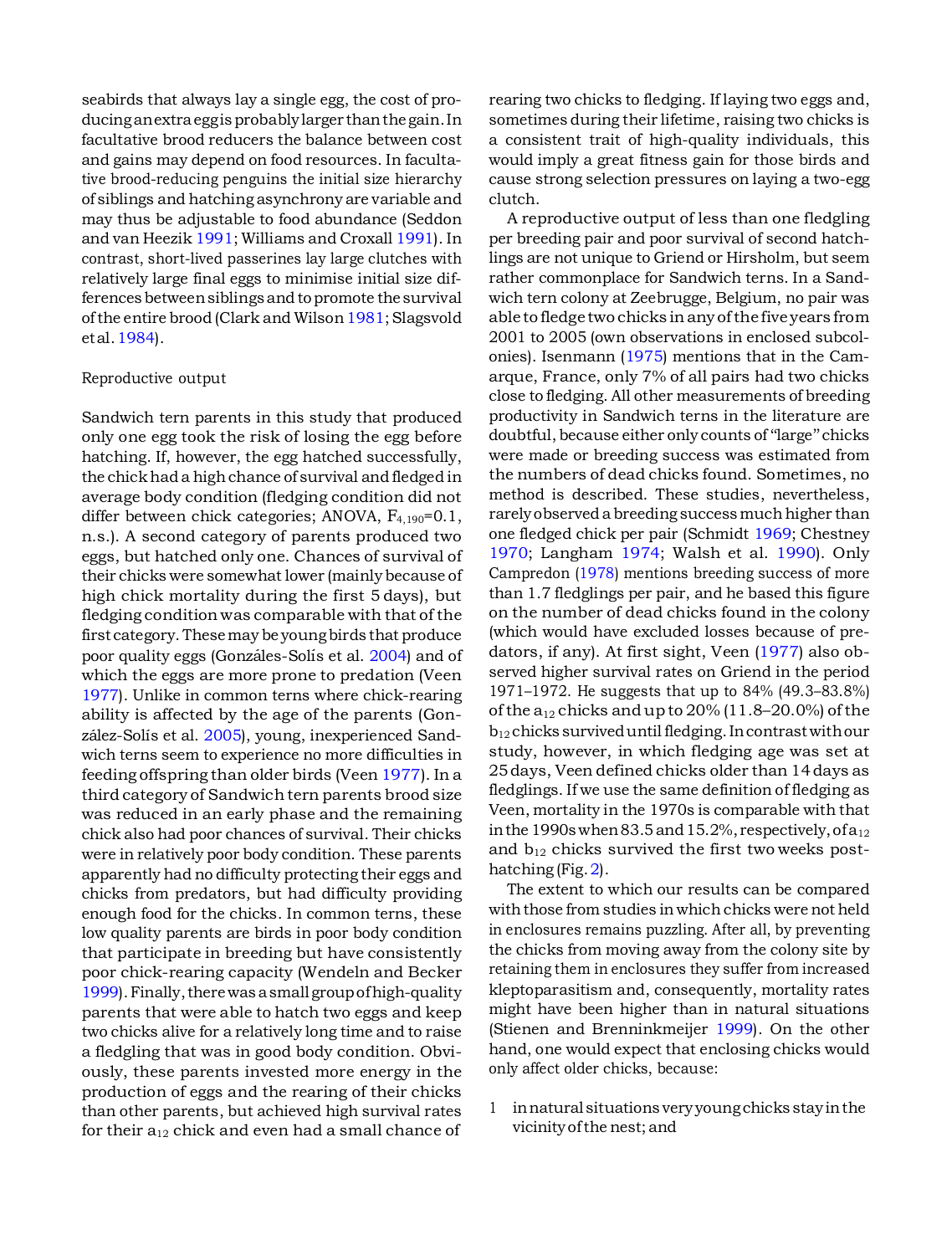seabirds that always lay a single egg, the cost of producing an extra egg is probably larger than the gain. In facultative brood reducers the balance between cost and gains may depend on food resources. In facultative brood-reducing penguins the initial size hierarchy of siblings and hatching asynchrony are variable and may thus be adjustable to food abundance (Seddon and van Heezik 1991; Williams and Croxall 1991). In contrast, short-lived passerines lay large clutches with relatively large final eggs to minimise initial size differences between siblings and to promote the survival of the entire brood (Clark and Wilson 1981; Slagsvold et al. 1984).

### Reproductive output

Sandwich tern parents in this study that produced only one egg took the risk of losing the egg before hatching. If, however, the egg hatched successfully, the chick had a high chance of survival and fledged in average body condition (fledging condition did not differ between chick categories; ANOVA, $F_{4,190}=0.1$, n.s.). A second category of parents produced two eggs, but hatched only one. Chances of survival of their chicks were somewhat lower (mainly because of high chick mortality during the first 5 days), but fledging condition was comparable with that of the first category. These may be young birds that produce poor quality eggs (Gonzáles-Solís et al. 2004) and of which the eggs are more prone to predation (Veen 1977). Unlike in common terns where chick-rearing ability is affected by the age of the parents (González-Solís et al. 2005), young, inexperienced Sandwich terns seem to experience no more difficulties in feeding offspring than older birds (Veen 1977). In a third category of Sandwich tern parents brood size was reduced in an early phase and the remaining chick also had poor chances of survival. Their chicks were in relatively poor body condition. These parents apparently had no difficulty protecting their eggs and chicks from predators, but had difficulty providing enough food for the chicks. In common terns, these low quality parents are birds in poor body condition that participate in breeding but have consistently poor chick-rearing capacity (Wendeln and Becker 1999). Finally, there was a small group of high-quality parents that were able to hatch two eggs and keep two chicks alive for a relatively long time and to raise a fledgling that was in good body condition. Obviously, these parents invested more energy in the production of eggs and the rearing of their chicks than other parents, but achieved high survival rates for their $a_{12}$ chick and even had a small chance of rearing two chicks to fledging. If laying two eggs and, sometimes during their lifetime, raising two chicks is a consistent trait of high-quality individuals, this would imply a great fitness gain for those birds and cause strong selection pressures on laying a two-egg clutch.

A reproductive output of less than one fledgling per breeding pair and poor survival of second hatchlings are not unique to Griend or Hirsholm, but seem rather commonplace for Sandwich terns. In a Sandwich tern colony at Zeebrugge, Belgium, no pair was able to fledge two chicks in any of the five years from 2001 to 2005 (own observations in enclosed subcolonies). Isenmann (1975) mentions that in the Camarque, France, only 7% of all pairs had two chicks close to fledging. All other measurements of breeding productivity in Sandwich terns in the literature are doubtful, because either only counts of "large" chicks were made or breeding success was estimated from the numbers of dead chicks found. Sometimes, no method is described. These studies, nevertheless, rarely observed a breeding success much higher than one fledged chick per pair (Schmidt 1969; Chestney 1970; Langham 1974; Walsh et al. 1990). Only Campredon (1978) mentions breeding success of more than 1.7 fledglings per pair, and he based this figure on the number of dead chicks found in the colony (which would have excluded losses because of predators, if any). At first sight, Veen (1977) also observed higher survival rates on Griend in the period 1971–1972. He suggests that up to 84% (49.3–83.8%) of the $a_{12}$ chicks and up to 20% (11.8–20.0%) of the $b_{12}$ chicks survived until fledging. In contrast with our study, however, in which fledging age was set at 25 days, Veen defined chicks older than 14 days as fledglings. If we use the same definition of fledging as Veen, mortality in the 1970s is comparable with that in the 1990s when 83.5 and 15.2%, respectively, of $a_{12}$ and $b_{12}$ chicks survived the first two weeks post-hatching (Fig. 2).

The extent to which our results can be compared with those from studies in which chicks were not held in enclosures remains puzzling. After all, by preventing the chicks from moving away from the colony site by retaining them in enclosures they suffer from increased kleptoparasitism and, consequently, mortality rates might have been higher than in natural situations (Stienen and Brenninkmeijer 1999). On the other hand, one would expect that enclosing chicks would only affect older chicks, because:

1 in natural situations very young chicks stay in the vicinity of the nest; and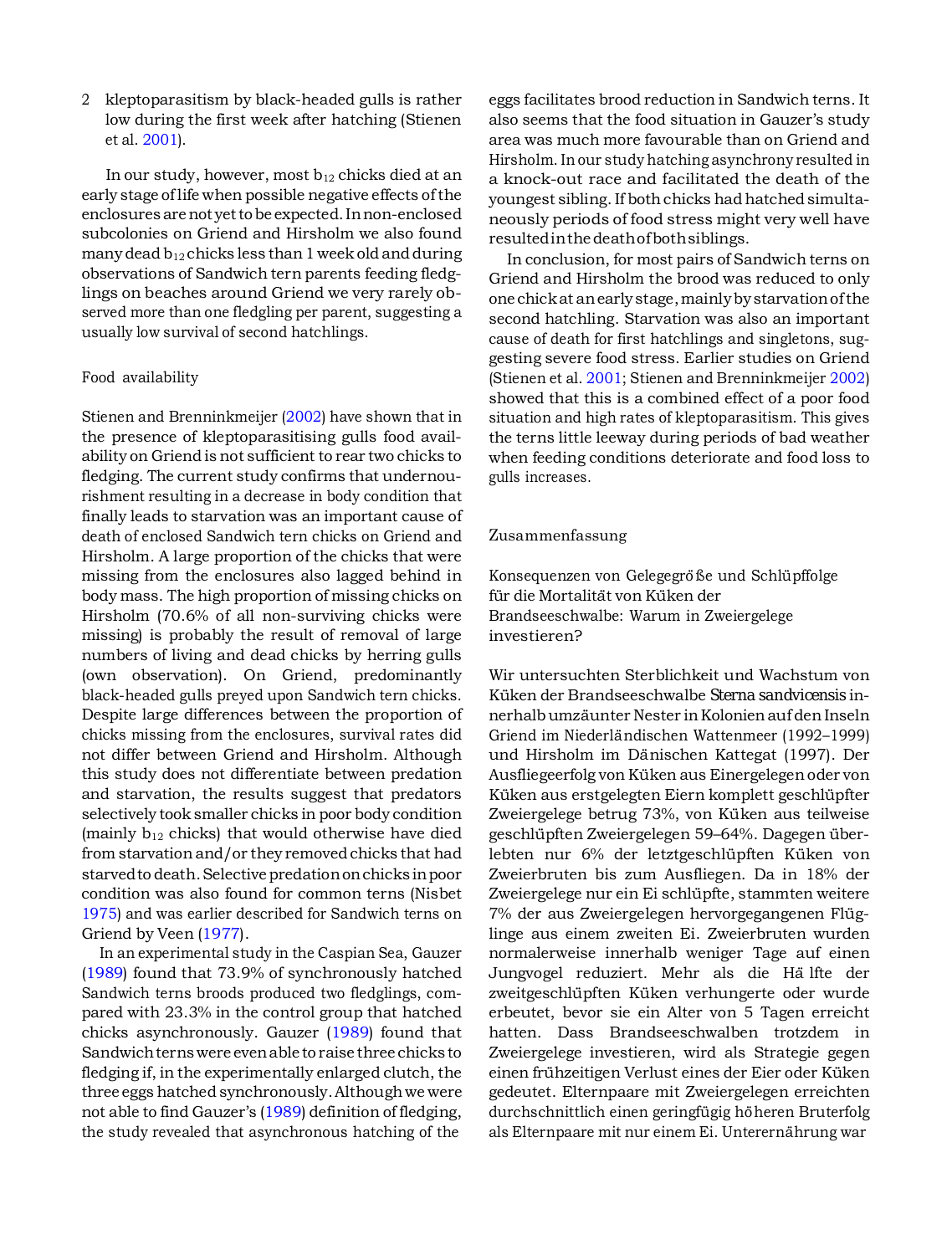2 kleptoparasitism by black-headed gulls is rather low during the first week after hatching (Stienen et al. 2001).

In our study, however, most $b_{12}$ chicks died at an early stage of life when possible negative effects of the enclosures are not yet to be expected. In non-enclosed subcolonies on Griend and Hirsholm we also found many dead $b_{12}$ chicks less than 1 week old and during observations of Sandwich tern parents feeding fledglings on beaches around Griend we very rarely observed more than one fledgling per parent, suggesting a usually low survival of second hatchlings.

### Food availability

Stienen and Brenninkmeijer (2002) have shown that in the presence of kleptoparasitising gulls food availability on Griend is not sufficient to rear two chicks to fledging. The current study confirms that undernourishment resulting in a decrease in body condition that finally leads to starvation was an important cause of death of enclosed Sandwich tern chicks on Griend and Hirsholm. A large proportion of the chicks that were missing from the enclosures also lagged behind in body mass. The high proportion of missing chicks on Hirsholm (70.6% of all non-surviving chicks were missing) is probably the result of removal of large numbers of living and dead chicks by herring gulls (own observation). On Griend, predominantly black-headed gulls preyed upon Sandwich tern chicks. Despite large differences between the proportion of chicks missing from the enclosures, survival rates did not differ between Griend and Hirsholm. Although this study does not differentiate between predation and starvation, the results suggest that predators selectively took smaller chicks in poor body condition (mainly $b_{12}$ chicks) that would otherwise have died from starvation and/or they removed chicks that had starved to death. Selective predation on chicks in poor condition was also found for common terns (Nisbet 1975) and was earlier described for Sandwich terns on Griend by Veen (1977).

In an experimental study in the Caspian Sea, Gauzer (1989) found that 73.9% of synchronously hatched Sandwich terns broods produced two fledglings, compared with 23.3% in the control group that hatched chicks asynchronously. Gauzer (1989) found that Sandwich terns were even able to raise three chicks to fledging if, in the experimentally enlarged clutch, the three eggs hatched synchronously. Although we were not able to find Gauzer's (1989) definition of fledging, the study revealed that asynchronous hatching of the eggs facilitates brood reduction in Sandwich terns. It also seems that the food situation in Gauzer's study area was much more favourable than on Griend and Hirsholm. In our study hatching asynchrony resulted in a knock-out race and facilitated the death of the youngest sibling. If both chicks had hatched simultaneously periods of food stress might very well have resulted in the death of both siblings.

In conclusion, for most pairs of Sandwich terns on Griend and Hirsholm the brood was reduced to only one chick at an early stage, mainly by starvation of the second hatchling. Starvation was also an important cause of death for first hatchlings and singletons, suggesting severe food stress. Earlier studies on Griend (Stienen et al. 2001; Stienen and Brenninkmeijer 2002) showed that this is a combined effect of a poor food situation and high rates of kleptoparasitism. This gives the terns little leeway during periods of bad weather when feeding conditions deteriorate and food loss to gulls increases.

## Zusammenfassung

### Konsequenzen von Gelegegröße und Schlüpffolge für die Mortalität von Küken der Brandseeschwalbe: Warum in Zweiergelege investieren?

Wir untersuchten Sterblichkeit und Wachstum von Küken der Brandseeschwalbe *Sterna sandvicensis* innerhalb umzäunter Nester in Kolonien auf den Inseln Griend im Niederländischen Wattenmeer (1992–1999) und Hirsholm im Dänischen Kattegat (1997). Der Ausfliegeerfolg von Küken aus Einergelegen oder von Küken aus erstgelegten Eiern komplett geschlüpfter Zweiergelege betrug 73%, von Küken aus teilweise geschlüpften Zweiergelegen 59–64%. Dagegen überlebten nur 6% der letztgeschlüpften Küken von Zweierbruten bis zum Ausfliegen. Da in 18% der Zweiergelege nur ein Ei schlüpfte, stammten weitere 7% der aus Zweiergelegen hervorgegangenen Flügglinge aus einem zweiten Ei. Zweierbruten wurden normalerweise innerhalb weniger Tage auf einen Jungvogel reduziert. Mehr als die Hälfte der zweitgeschlüpften Küken verhungerte oder wurde erbeutet, bevor sie ein Alter von 5 Tagen erreicht hatten. Dass Brandseeschwalben trotzdem in Zweiergelege investieren, wird als Strategie gegen einen frühzeitigen Verlust eines der Eier oder Küken gedeutet. Elternpaare mit Zweiergelegen erreichten durchschnittlich einen geringfügig höheren Bruterfolg als Elternpaare mit nur einem Ei. Unterernährung war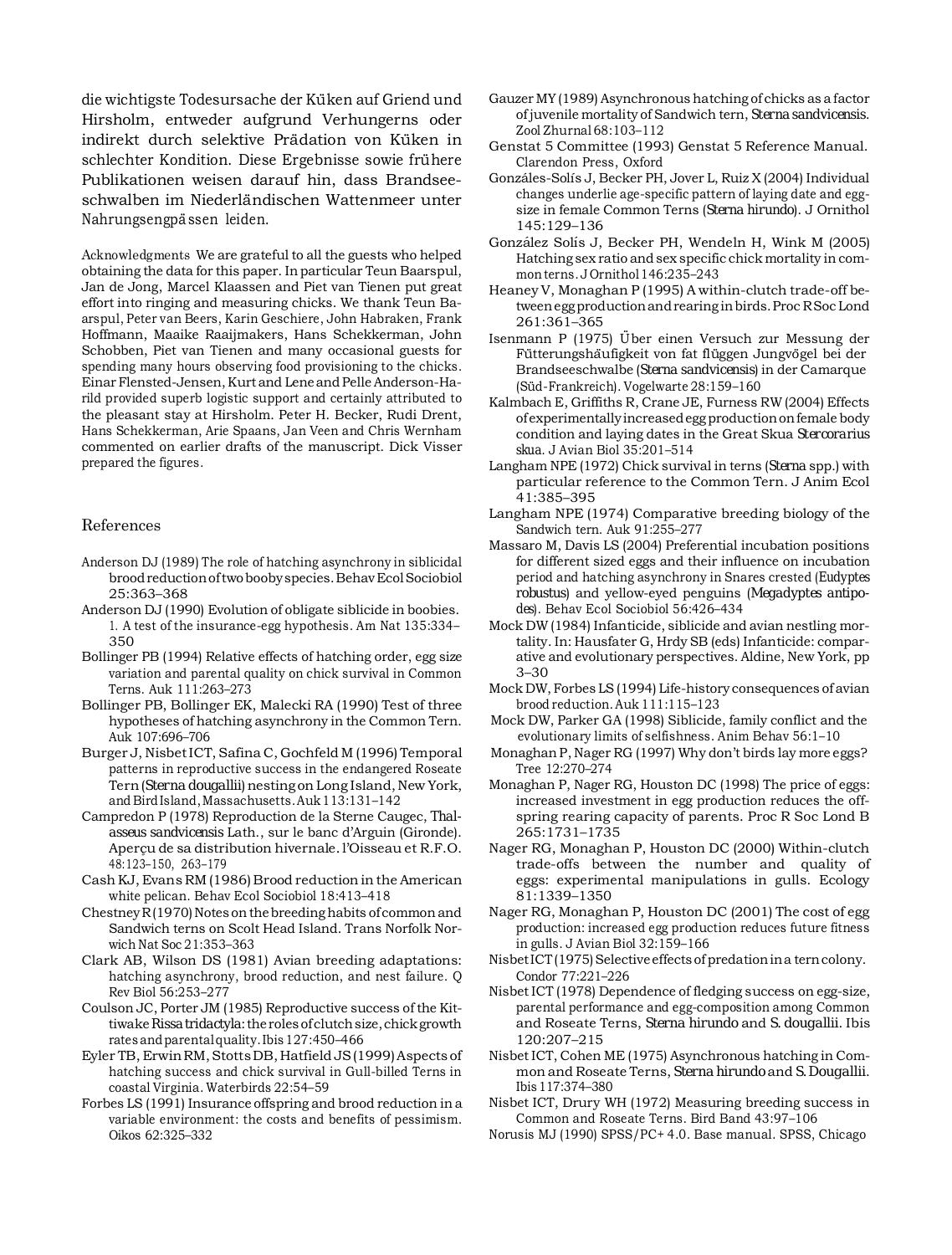die wichtigste Todesursache der Küken auf Griend und Hirsholm, entweder aufgrund Verhungerns oder indirekt durch selektive Prädation von Küken in schlechter Kondition. Diese Ergebnisse sowie frühere Publikationen weisen darauf hin, dass Brandseeschwalben im Niederländischen Wattenmeer unter Nahrungsengpässen leiden.

**Acknowledgments** We are grateful to all the guests who helped obtaining the data for this paper. In particular Teun Baarspul, Jan de Jong, Marcel Klaassen and Piet van Tienen put great effort into ringing and measuring chicks. We thank Teun Baarspul, Peter van Beers, Karin Geschiere, John Habraken, Frank Hoffmann, Maaike Raaijmakers, Hans Schekkerman, John Schobben, Piet van Tienen and many occasional guests for spending many hours observing food provisioning to the chicks. Einar Flensted-Jensen, Kurt and Lene and Pelle Anderson-Harild provided superb logistic support and certainly attributed to the pleasant stay at Hirsholm. Peter H. Becker, Rudi Drent, Hans Schekkerman, Arie Spaans, Jan Veen and Chris Wernham commented on earlier drafts of the manuscript. Dick Visser prepared the figures.

## References

Anderson DJ (1989) The role of hatching asynchrony in siblicidal brood reduction of two booby species. Behav Ecol Sociobiol 25:363–368

Anderson DJ (1990) Evolution of obligate siblicide in boobies. 1. A test of the insurance-egg hypothesis. Am Nat 135:334–350

Bollinger PB (1994) Relative effects of hatching order, egg size variation and parental quality on chick survival in Common Terns. Auk 111:263–273

Bollinger PB, Bollinger EK, Malecki RA (1990) Test of three hypotheses of hatching asynchrony in the Common Tern. Auk 107:696–706

Burger J, Nisbet ICT, Safina C, Gochfeld M (1996) Temporal patterns in reproductive success in the endangered Roseate Tern (*Sterna dougallii*) nesting on Long Island, New York, and Bird Island, Massachusetts. Auk 113:131–142

Campredon P (1978) Reproduction de la Sterne Caugec, *Thalasseus sandvicensis* Lath., sur le banc d'Arguin (Gironde). Aperçu de sa distribution hivernale. l'Oisseau et R.F.O. 48:123–150, 263–179

Cash KJ, Evans RM (1986) Brood reduction in the American white pelican. Behav Ecol Sociobiol 18:413–418

Chestney R (1970) Notes on the breeding habits of common and Sandwich terns on Scolt Head Island. Trans Norfolk Norwich Nat Soc 21:353–363

Clark AB, Wilson DS (1981) Avian breeding adaptations: hatching asynchrony, brood reduction, and nest failure. Q Rev Biol 56:253–277

Coulson JC, Porter JM (1985) Reproductive success of the Kittiwake *Rissa tridactyla*: the roles of clutch size, chick growth rates and parental quality. Ibis 127:450–466

Eyler TB, Erwin RM, Stotts DB, Hatfield JS (1999) Aspects of hatching success and chick survival in Gull-billed Terns in coastal Virginia. Waterbirds 22:54–59

Forbes LS (1991) Insurance offspring and brood reduction in a variable environment: the costs and benefits of pessimism. Oikos 62:325–332

Gauzer MY (1989) Asynchronous hatching of chicks as a factor of juvenile mortality of Sandwich tern, *Sterna sandvicensis*. Zool Zhurnal 68:103–112

Genstat 5 Committee (1993) Genstat 5 Reference Manual. Clarendon Press, Oxford

Gonzáles-Solís J, Becker PH, Jover L, Ruiz X (2004) Individual changes underlie age-specific pattern of laying date and egg-size in female Common Terns (*Sterna hirundo*). J Ornithol 145:129–136

González Solís J, Becker PH, Wendeln H, Wink M (2005) Hatching sex ratio and sex specific chick mortality in common terns. J Ornithol 146:235–243

Heaney V, Monaghan P (1995) A within-clutch trade-off between egg production and rearing in birds. Proc R Soc Lond 261:361–365

Isenmann P (1975) Über einen Versuch zur Messung der Fütterungshäufigkeit von fat flüggen Jungvögel bei der Brandseeschwalbe (*Sterna sandvicensis*) in der Camarque (Süd-Frankreich). Vogelwarte 28:159–160

Kalmbach E, Griffiths R, Crane JE, Furness RW (2004) Effects of experimentally increased egg production on female body condition and laying dates in the Great Skua *Stercorarius skua*. J Avian Biol 35:201–514

Langham NPE (1972) Chick survival in terns (*Sterna* spp.) with particular reference to the Common Tern. J Anim Ecol 41:385–395

Langham NPE (1974) Comparative breeding biology of the Sandwich tern. Auk 91:255–277

Massaro M, Davis LS (2004) Preferential incubation positions for different sized eggs and their influence on incubation period and hatching asynchrony in Snares crested (*Eudyptes robustus*) and yellow-eyed penguins (*Megadyptes antipodes*). Behav Ecol Sociobiol 56:426–434

Mock DW (1984) Infanticide, siblicide and avian nestling mortality. In: Hausfater G, Hrdy SB (eds) Infanticide: comparative and evolutionary perspectives. Aldine, New York, pp 3–30

Mock DW, Forbes LS (1994) Life-history consequences of avian brood reduction. Auk 111:115–123

Mock DW, Parker GA (1998) Siblicide, family conflict and the evolutionary limits of selfishness. Anim Behav 56:1–10

Monaghan P, Nager RG (1997) Why don't birds lay more eggs? Tree 12:270–274

Monaghan P, Nager RG, Houston DC (1998) The price of eggs: increased investment in egg production reduces the offspring rearing capacity of parents. Proc R Soc Lond B 265:1731–1735

Nager RG, Monaghan P, Houston DC (2000) Within-clutch trade-offs between the number and quality of eggs: experimental manipulations in gulls. Ecology 81:1339–1350

Nager RG, Monaghan P, Houston DC (2001) The cost of egg production: increased egg production reduces future fitness in gulls. J Avian Biol 32:159–166

Nisbet ICT (1975) Selective effects of predation in a tern colony. Condor 77:221–226

Nisbet ICT (1978) Dependence of fledging success on egg-size, parental performance and egg-composition among Common and Roseate Terns, *Sterna hirundo* and *S. dougallii*. Ibis 120:207–215

Nisbet ICT, Cohen ME (1975) Asynchronous hatching in Common and Roseate Terns, *Sterna hirundo* and *S. Dougallii*. Ibis 117:374–380

Nisbet ICT, Drury WH (1972) Measuring breeding success in Common and Roseate Terns. Bird Band 43:97–106

Norusis MJ (1990) SPSS/PC+ 4.0. Base manual. SPSS, Chicago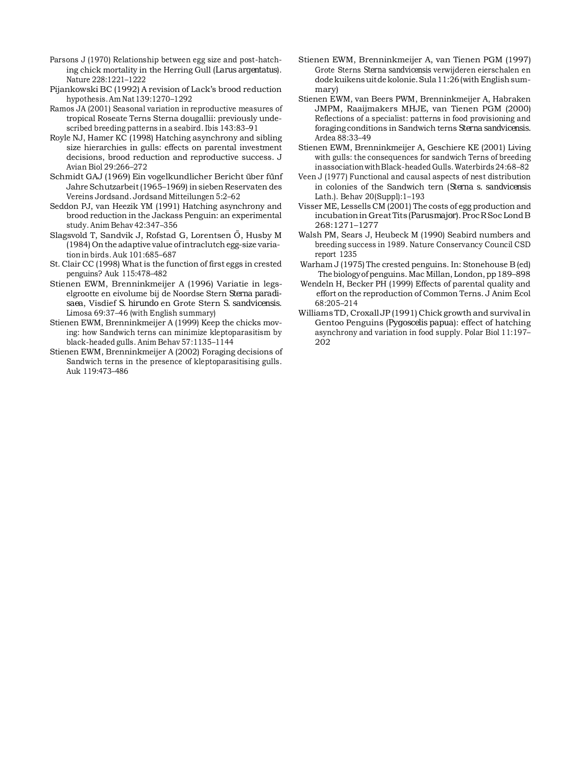Parsons J (1970) Relationship between egg size and post-hatching chick mortality in the Herring Gull (*Larus argentatus*). Nature 228:1221–1222

Pijankowski BC (1992) A revision of Lack's brood reduction hypothesis. Am Nat 139:1270–1292

Ramos JA (2001) Seasonal variation in reproductive measures of tropical Roseate Terns Sterna dougallii: previously undescribed breeding patterns in a seabird. Ibis 143:83–91

Royle NJ, Hamer KC (1998) Hatching asynchrony and sibling size hierarchies in gulls: effects on parental investment decisions, brood reduction and reproductive success. J Avian Biol 29:266–272

Schmidt GAJ (1969) Ein vogelkundlicher Bericht über fünf Jahre Schutzarbeit (1965–1969) in sieben Reservaten des Vereins Jordsand. Jordsand Mitteilungen 5:2–62

Seddon PJ, van Heezik YM (1991) Hatching asynchrony and brood reduction in the Jackass Penguin: an experimental study. Anim Behav 42:347–356

Slagsvold T, Sandvik J, Rofstad G, Lorentsen Ö, Husby M (1984) On the adaptive value of intraclutch egg-size variation in birds. Auk 101:685–687

St. Clair CC (1998) What is the function of first eggs in crested penguins? Auk 115:478–482

Stienen EWM, Brenninkmeijer A (1996) Variatie in legselgrootte en eivolume bij de Noordse Stern *Sterna paradisaea*, Visdief *S. hirundo* en Grote Stern *S. sandvicensis*. Limosa 69:37–46 (with English summary)

Stienen EWM, Brenninkmeijer A (1999) Keep the chicks moving: how Sandwich terns can minimize kleptoparasitism by black-headed gulls. Anim Behav 57:1135–1144

Stienen EWM, Brenninkmeijer A (2002) Foraging decisions of Sandwich terns in the presence of kleptoparasitising gulls. Auk 119:473–486

Stienen EWM, Brenninkmeijer A, van Tienen PGM (1997) Grote Sterns *Sterna sandvicensis* verwijderen eierschalen en dode kuikens uit de kolonie. Sula 11:26 (with English summary)

Stienen EWM, van Beers PWM, Brenninkmeijer A, Habraken JMPM, Raaijmakers MHJE, van Tienen PGM (2000) Reflections of a specialist: patterns in food provisioning and foraging conditions in Sandwich terns *Sterna sandvicensis*. Ardea 88:33–49

Stienen EWM, Brenninkmeijer A, Geschiere KE (2001) Living with gulls: the consequences for sandwich Terns of breeding in association with Black-headed Gulls. Waterbirds 24:68–82

Veen J (1977) Functional and causal aspects of nest distribution in colonies of the Sandwich tern (*Sterna s. sandvicensis* Lath.). Behav 20(Suppl):1–193

Visser ME, Lessells CM (2001) The costs of egg production and incubation in Great Tits (*Parus major*). Proc R Soc Lond B 268:1271–1277

Walsh PM, Sears J, Heubeck M (1990) Seabird numbers and breeding success in 1989. Nature Conservancy Council CSD report 1235

Warham J (1975) The crested penguins. In: Stonehouse B (ed) The biology of penguins. Mac Millan, London, pp 189–898

Wendeln H, Becker PH (1999) Effects of parental quality and effort on the reproduction of Common Terns. J Anim Ecol 68:205–214

Williams TD, Croxall JP (1991) Chick growth and survival in Gentoo Penguins (*Pygoscelis papua*): effect of hatching asynchrony and variation in food supply. Polar Biol 11:197–202